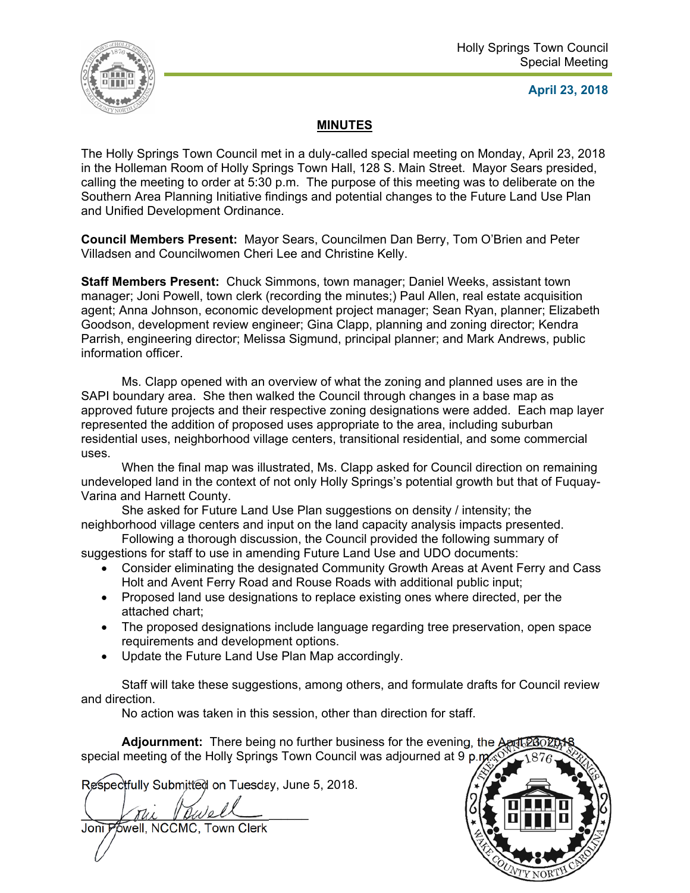Holly Springs Town Council
Special Meeting

**April 23, 2018**

## MINUTES

The Holly Springs Town Council met in a duly-called special meeting on Monday, April 23, 2018 in the Holleman Room of Holly Springs Town Hall, 128 S. Main Street. Mayor Sears presided, calling the meeting to order at 5:30 p.m. The purpose of this meeting was to deliberate on the Southern Area Planning Initiative findings and potential changes to the Future Land Use Plan and Unified Development Ordinance.

**Council Members Present:** Mayor Sears, Councilmen Dan Berry, Tom O'Brien and Peter Villadsen and Councilwomen Cheri Lee and Christine Kelly.

**Staff Members Present:** Chuck Simmons, town manager; Daniel Weeks, assistant town manager; Joni Powell, town clerk (recording the minutes;) Paul Allen, real estate acquisition agent; Anna Johnson, economic development project manager; Sean Ryan, planner; Elizabeth Goodson, development review engineer; Gina Clapp, planning and zoning director; Kendra Parrish, engineering director; Melissa Sigmund, principal planner; and Mark Andrews, public information officer.

Ms. Clapp opened with an overview of what the zoning and planned uses are in the SAPI boundary area. She then walked the Council through changes in a base map as approved future projects and their respective zoning designations were added. Each map layer represented the addition of proposed uses appropriate to the area, including suburban residential uses, neighborhood village centers, transitional residential, and some commercial uses.

When the final map was illustrated, Ms. Clapp asked for Council direction on remaining undeveloped land in the context of not only Holly Springs's potential growth but that of Fuquay-Varina and Harnett County.

She asked for Future Land Use Plan suggestions on density / intensity; the neighborhood village centers and input on the land capacity analysis impacts presented.

Following a thorough discussion, the Council provided the following summary of suggestions for staff to use in amending Future Land Use and UDO documents:

- Consider eliminating the designated Community Growth Areas at Avent Ferry and Cass Holt and Avent Ferry Road and Rouse Roads with additional public input;
- Proposed land use designations to replace existing ones where directed, per the attached chart;
- The proposed designations include language regarding tree preservation, open space requirements and development options.
- Update the Future Land Use Plan Map accordingly.

Staff will take these suggestions, among others, and formulate drafts for Council review and direction.

No action was taken in this session, other than direction for staff.

**Adjournment:** There being no further business for the evening, the April 23, 2018 special meeting of the Holly Springs Town Council was adjourned at 9 p.m.

Respectfully Submitted on Tuesday, June 5, 2018.

Joni Powell, NCCMC, Town Clerk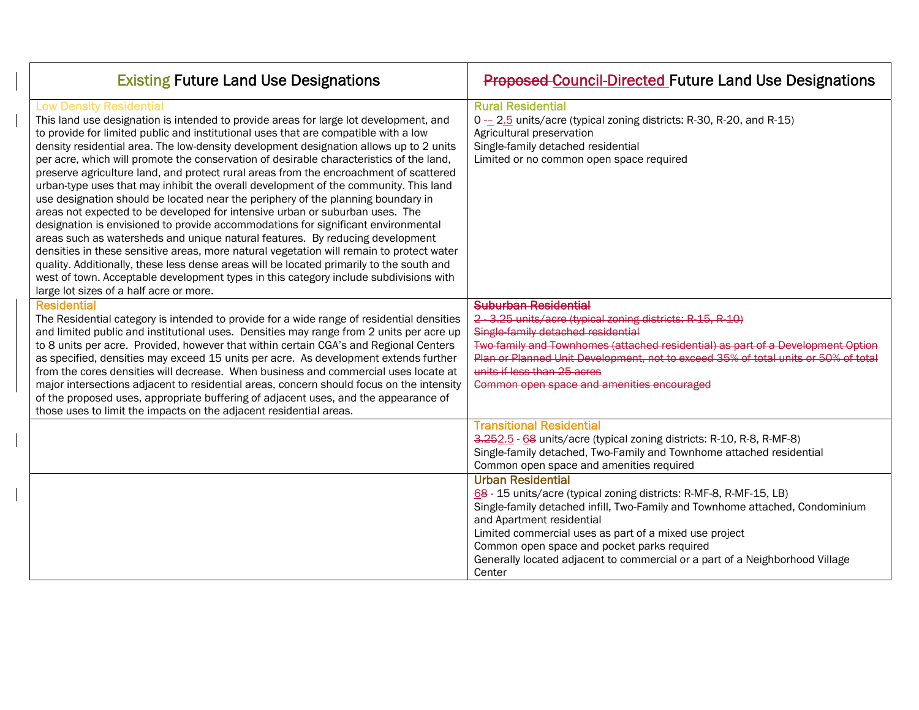| Existing Future Land Use Designations | ~~Proposed~~ Council-Directed Future Land Use Designations |
|---|---|
| **Low Density Residential**<br>This land use designation is intended to provide areas for large lot development, and to provide for limited public and institutional uses that are compatible with a low density residential area. The low-density development designation allows up to 2 units per acre, which will promote the conservation of desirable characteristics of the land, preserve agriculture land, and protect rural areas from the encroachment of scattered urban-type uses that may inhibit the overall development of the community. This land use designation should be located near the periphery of the planning boundary in areas not expected to be developed for intensive urban or suburban uses. The designation is envisioned to provide accommodations for significant environmental areas such as watersheds and unique natural features. By reducing development densities in these sensitive areas, more natural vegetation will remain to protect water quality. Additionally, these less dense areas will be located primarily to the south and west of town. Acceptable development types in this category include subdivisions with large lot sizes of a half acre or more. | **Rural Residential**<br>0 ~~-~~– 2.5 units/acre (typical zoning districts: R-30, R-20, and R-15)<br>Agricultural preservation<br>Single-family detached residential<br>Limited or no common open space required |
| **Residential**<br>The Residential category is intended to provide for a wide range of residential densities and limited public and institutional uses. Densities may range from 2 units per acre up to 8 units per acre. Provided, however that within certain CGA's and Regional Centers as specified, densities may exceed 15 units per acre. As development extends further from the cores densities will decrease. When business and commercial uses locate at major intersections adjacent to residential areas, concern should focus on the intensity of the proposed uses, appropriate buffering of adjacent uses, and the appearance of those uses to limit the impacts on the adjacent residential areas. | ~~**Suburban Residential**~~<br>~~2 - 3.25 units/acre (typical zoning districts: R-15, R-10)~~<br>~~Single-family detached residential~~<br>~~Two-family and Townhomes (attached residential) as part of a Development Option Plan or Planned Unit Development, not to exceed 35% of total units or 50% of total units if less than 25 acres~~<br>~~Common open space and amenities encouraged~~ |
| | **Transitional Residential**<br>~~3.25~~2.5 - ~~6~~8 units/acre (typical zoning districts: R-10, R-8, R-MF-8)<br>Single-family detached, Two-Family and Townhome attached residential<br>Common open space and amenities required |
| | **Urban Residential**<br>~~6~~8 - 15 units/acre (typical zoning districts: R-MF-8, R-MF-15, LB)<br>Single-family detached infill, Two-Family and Townhome attached, Condominium and Apartment residential<br>Limited commercial uses as part of a mixed use project<br>Common open space and pocket parks required<br>Generally located adjacent to commercial or a part of a Neighborhood Village Center |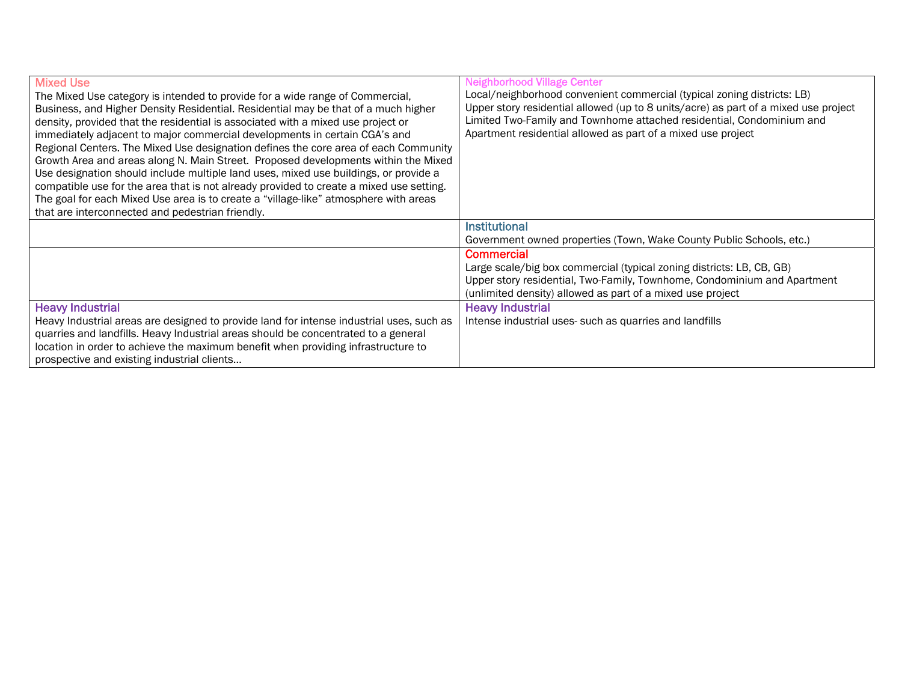| | |
|---|---|
| Mixed Use<br>The Mixed Use category is intended to provide for a wide range of Commercial, Business, and Higher Density Residential. Residential may be that of a much higher density, provided that the residential is associated with a mixed use project or immediately adjacent to major commercial developments in certain CGA's and Regional Centers. The Mixed Use designation defines the core area of each Community Growth Area and areas along N. Main Street. Proposed developments within the Mixed Use designation should include multiple land uses, mixed use buildings, or provide a compatible use for the area that is not already provided to create a mixed use setting. The goal for each Mixed Use area is to create a "village-like" atmosphere with areas that are interconnected and pedestrian friendly. | Neighborhood Village Center<br>Local/neighborhood convenient commercial (typical zoning districts: LB)<br>Upper story residential allowed (up to 8 units/acre) as part of a mixed use project<br>Limited Two-Family and Townhome attached residential, Condominium and Apartment residential allowed as part of a mixed use project |
| | Institutional<br>Government owned properties (Town, Wake County Public Schools, etc.) |
| | Commercial<br>Large scale/big box commercial (typical zoning districts: LB, CB, GB)<br>Upper story residential, Two-Family, Townhome, Condominium and Apartment (unlimited density) allowed as part of a mixed use project |
| Heavy Industrial<br>Heavy Industrial areas are designed to provide land for intense industrial uses, such as quarries and landfills. Heavy Industrial areas should be concentrated to a general location in order to achieve the maximum benefit when providing infrastructure to prospective and existing industrial clients… | Heavy Industrial<br>Intense industrial uses- such as quarries and landfills |